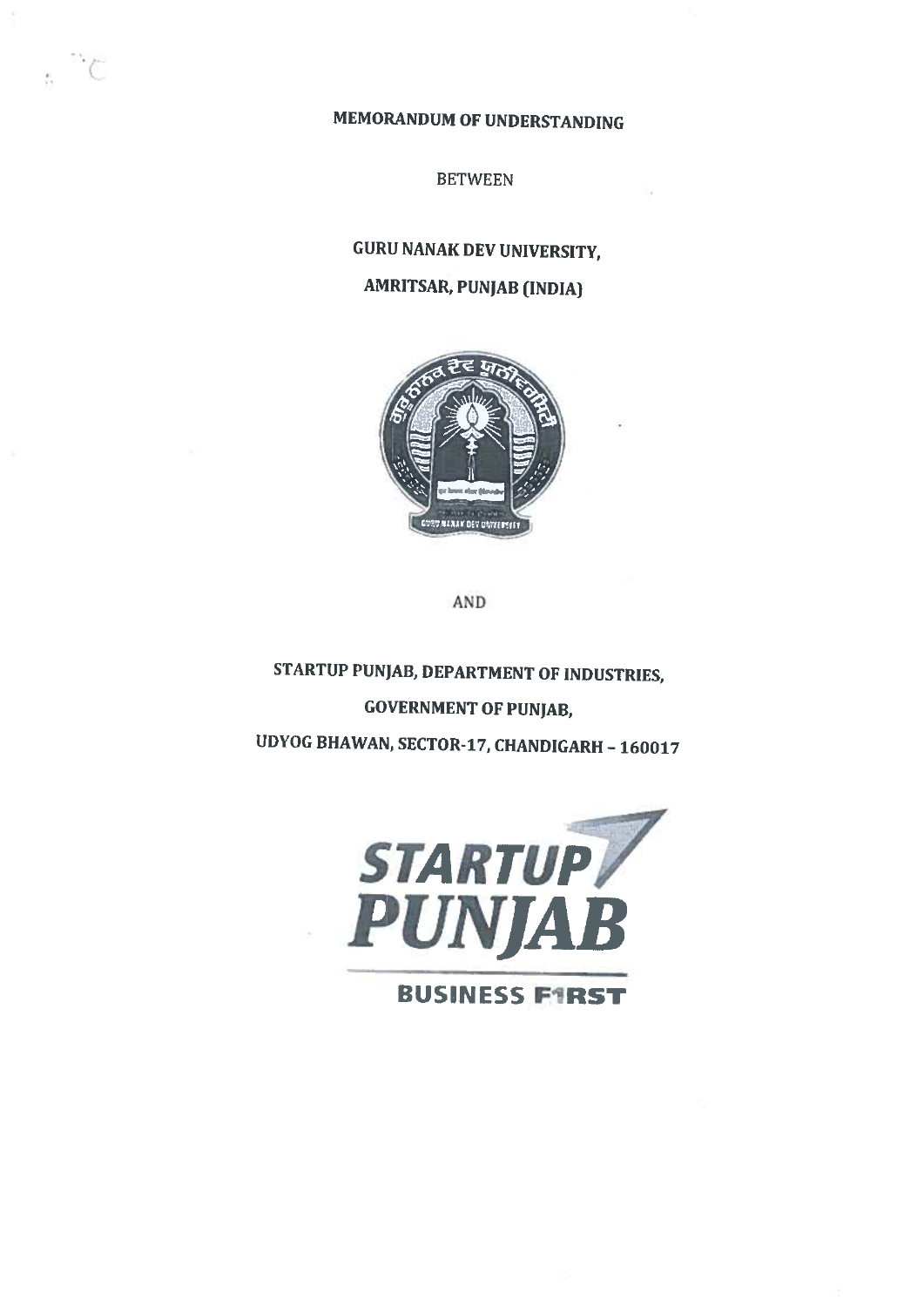# MEMORANDUM OF UNDERSTANDING

BETWEEN

**GURU NANAK DEV UNIVERSITY,**

**AMRITSAR, PUNJAB (INDIA)**

AND

**STARTUP PUNJAB, DEPARTMENT OF INDUSTRIES,**

**GOVERNMENT OF PUNJAB,**

**UDYOG BHAWAN, SECTOR-17, CHANDIGARH – 160017**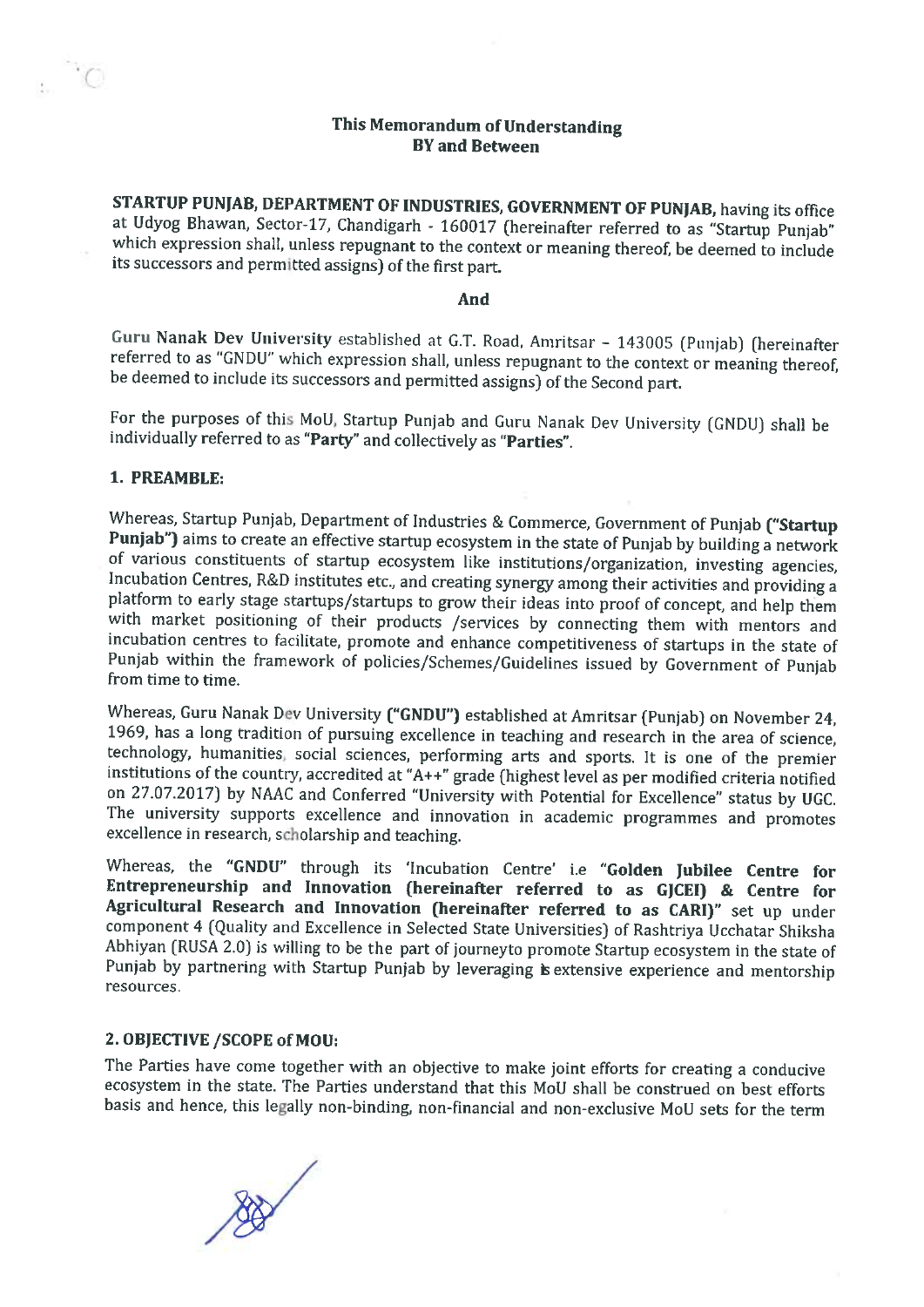**This Memorandum of Understanding**
**BY and Between**

**STARTUP PUNJAB, DEPARTMENT OF INDUSTRIES, GOVERNMENT OF PUNJAB,** having its office at Udyog Bhawan, Sector-17, Chandigarh - 160017 (hereinafter referred to as "Startup Punjab" which expression shall, unless repugnant to the context or meaning thereof, be deemed to include its successors and permitted assigns) of the first part.

**And**

Guru Nanak Dev University established at G.T. Road, Amritsar – 143005 (Punjab) (hereinafter referred to as "GNDU" which expression shall, unless repugnant to the context or meaning thereof, be deemed to include its successors and permitted assigns) of the Second part.

For the purposes of this MoU, Startup Punjab and Guru Nanak Dev University (GNDU) shall be individually referred to as "**Party**" and collectively as "**Parties**".

## 1. PREAMBLE:

Whereas, Startup Punjab, Department of Industries & Commerce, Government of Punjab (**"Startup Punjab"**) aims to create an effective startup ecosystem in the state of Punjab by building a network of various constituents of startup ecosystem like institutions/organization, investing agencies, Incubation Centres, R&D institutes etc., and creating synergy among their activities and providing a platform to early stage startups/startups to grow their ideas into proof of concept, and help them with market positioning of their products /services by connecting them with mentors and incubation centres to facilitate, promote and enhance competitiveness of startups in the state of Punjab within the framework of policies/Schemes/Guidelines issued by Government of Punjab from time to time.

Whereas, Guru Nanak Dev University (**"GNDU"**) established at Amritsar (Punjab) on November 24, 1969, has a long tradition of pursuing excellence in teaching and research in the area of science, technology, humanities, social sciences, performing arts and sports. It is one of the premier institutions of the country, accredited at "A++" grade (highest level as per modified criteria notified on 27.07.2017) by NAAC and Conferred "University with Potential for Excellence" status by UGC. The university supports excellence and innovation in academic programmes and promotes excellence in research, scholarship and teaching.

Whereas, the **"GNDU"** through its 'Incubation Centre' i.e **"Golden Jubilee Centre for Entrepreneurship and Innovation (hereinafter referred to as GJCEI) & Centre for Agricultural Research and Innovation (hereinafter referred to as CARI)"** set up under component 4 (Quality and Excellence in Selected State Universities) of Rashtriya Ucchatar Shiksha Abhiyan (RUSA 2.0) is willing to be the part of journeyto promote Startup ecosystem in the state of Punjab by partnering with Startup Punjab by leveraging is extensive experience and mentorship resources.

## 2. OBJECTIVE /SCOPE of MOU:

The Parties have come together with an objective to make joint efforts for creating a conducive ecosystem in the state. The Parties understand that this MoU shall be construed on best efforts basis and hence, this legally non-binding, non-financial and non-exclusive MoU sets for the term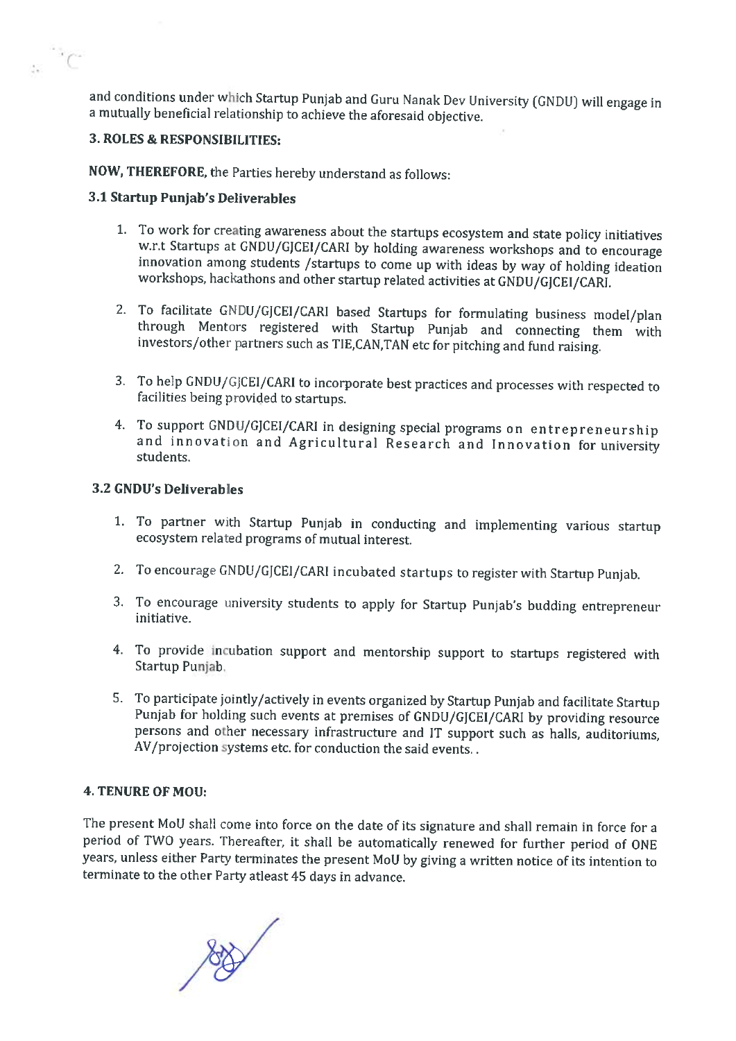and conditions under which Startup Punjab and Guru Nanak Dev University (GNDU) will engage in a mutually beneficial relationship to achieve the aforesaid objective.

**3. ROLES & RESPONSIBILITIES:**

**NOW, THEREFORE,** the Parties hereby understand as follows:

**3.1 Startup Punjab's Deliverables**

1. To work for creating awareness about the startups ecosystem and state policy initiatives w.r.t Startups at GNDU/GJCEI/CARI by holding awareness workshops and to encourage innovation among students /startups to come up with ideas by way of holding ideation workshops, hackathons and other startup related activities at GNDU/GJCEI/CARI.

2. To facilitate GNDU/GJCEI/CARI based Startups for formulating business model/plan through Mentors registered with Startup Punjab and connecting them with investors/other partners such as TIE,CAN,TAN etc for pitching and fund raising.

3. To help GNDU/GJCEI/CARI to incorporate best practices and processes with respected to facilities being provided to startups.

4. To support GNDU/GJCEI/CARI in designing special programs on entrepreneurship and innovation and Agricultural Research and Innovation for university students.

**3.2 GNDU's Deliverables**

1. To partner with Startup Punjab in conducting and implementing various startup ecosystem related programs of mutual interest.

2. To encourage GNDU/GJCEI/CARI incubated startups to register with Startup Punjab.

3. To encourage university students to apply for Startup Punjab's budding entrepreneur initiative.

4. To provide incubation support and mentorship support to startups registered with Startup Punjab.

5. To participate jointly/actively in events organized by Startup Punjab and facilitate Startup Punjab for holding such events at premises of GNDU/GJCEI/CARI by providing resource persons and other necessary infrastructure and IT support such as halls, auditoriums, AV/projection systems etc. for conduction the said events. .

**4. TENURE OF MOU:**

The present MoU shall come into force on the date of its signature and shall remain in force for a period of TWO years. Thereafter, it shall be automatically renewed for further period of ONE years, unless either Party terminates the present MoU by giving a written notice of its intention to terminate to the other Party atleast 45 days in advance.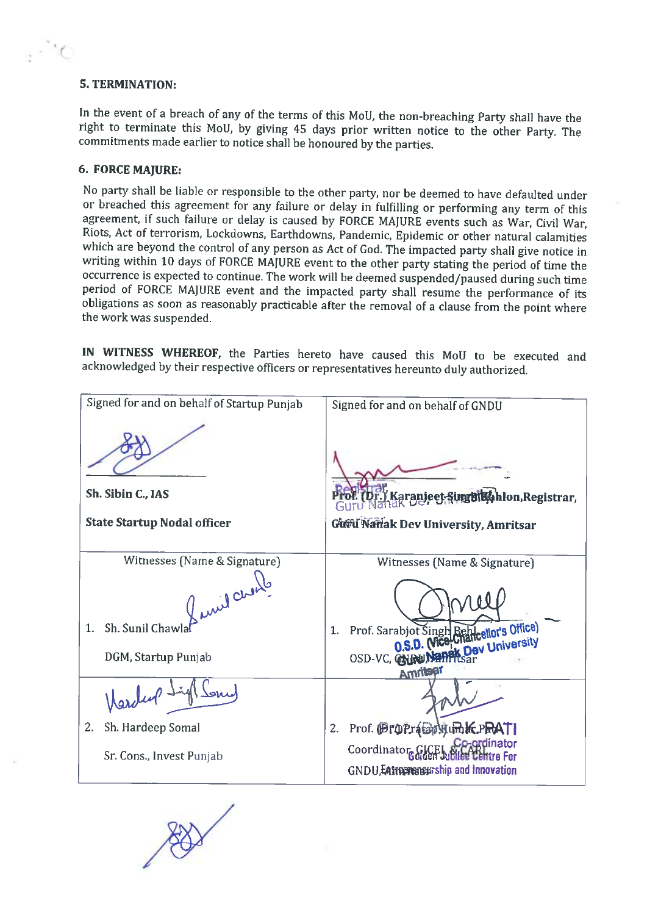## 5. TERMINATION:

In the event of a breach of any of the terms of this MoU, the non-breaching Party shall have the right to terminate this MoU, by giving 45 days prior written notice to the other Party. The commitments made earlier to notice shall be honoured by the parties.

## 6. FORCE MAJURE:

No party shall be liable or responsible to the other party, nor be deemed to have defaulted under or breached this agreement for any failure or delay in fulfilling or performing any term of this agreement, if such failure or delay is caused by FORCE MAJURE events such as War, Civil War, Riots, Act of terrorism, Lockdowns, Earthdowns, Pandemic, Epidemic or other natural calamities which are beyond the control of any person as Act of God. The impacted party shall give notice in writing within 10 days of FORCE MAJURE event to the other party stating the period of time the occurrence is expected to continue. The work will be deemed suspended/paused during such time period of FORCE MAJURE event and the impacted party shall resume the performance of its obligations as soon as reasonably practicable after the removal of a clause from the point where the work was suspended.

**IN WITNESS WHEREOF,** the Parties hereto have caused this MoU to be executed and acknowledged by their respective officers or representatives hereunto duly authorized.

| Signed for and on behalf of Startup Punjab | Signed for and on behalf of GNDU |
|---|---|
| **Sh. Sibin C., IAS**<br>**State Startup Nodal officer** | **Prof. (Dr.) Karanjeet Singh Kahlon, Registrar, Guru Nanak Dev University, Amritsar** |
| Witnesses (Name & Signature) | Witnesses (Name & Signature) |
| 1. Sh. Sunil Chawla<br>DGM, Startup Punjab | 1. Prof. Sarabjot Singh Behl<br>OSD-VC, GNDU, Amritsar |
| 2. Sh. Hardeep Somal<br>Sr. Cons., Invest Punjab | 2. Prof. (Dr.) Pratap Kumar Pati<br>Coordinator, GJCEI & CARI<br>GNDU, Amritsar |